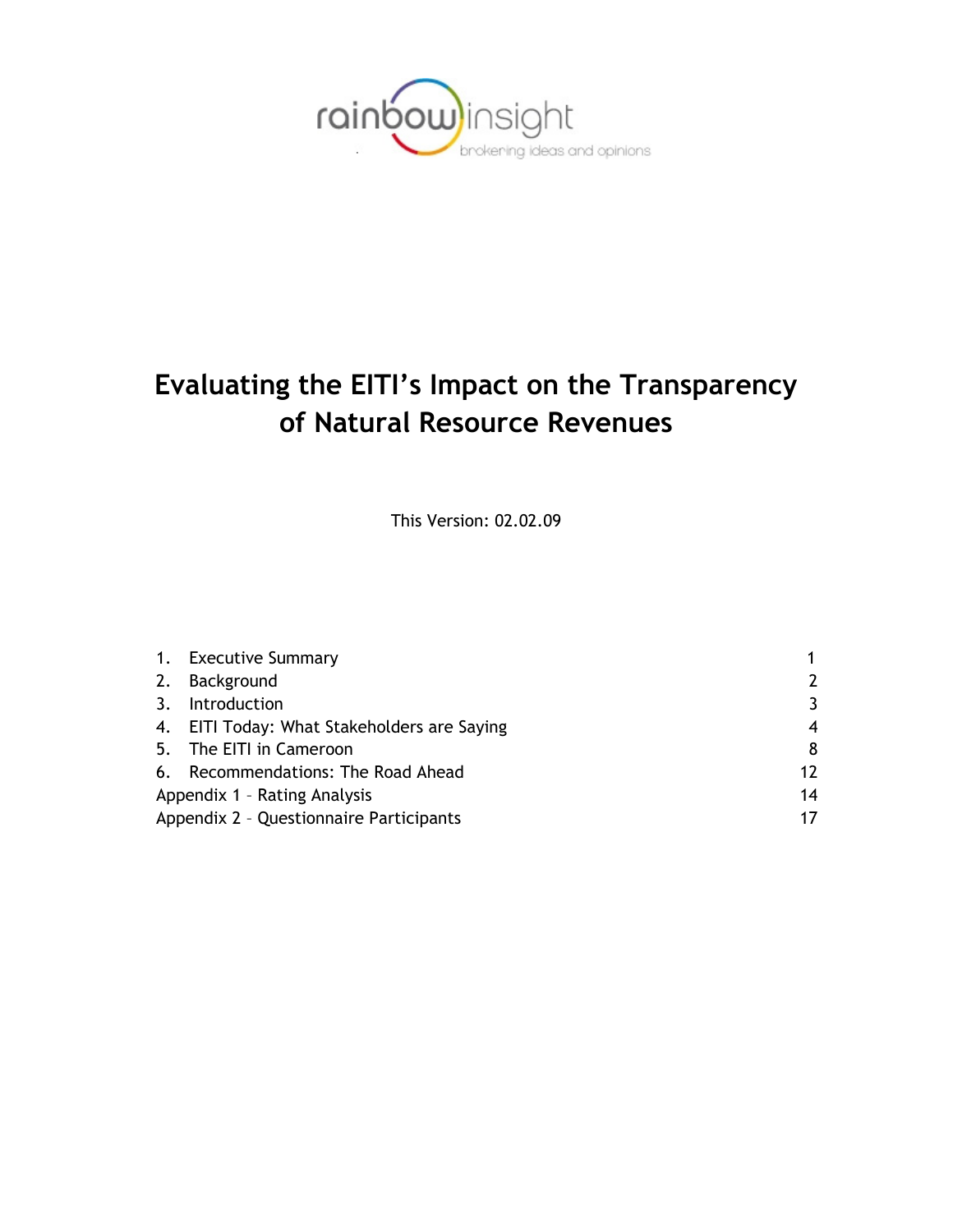rainbow insight

brokering ideas and opinions

# Evaluating the EITI's Impact on the Transparency of Natural Resource Revenues

This Version: 02.02.09

| | | |
|---|---|---|
| 1. | Executive Summary | 1 |
| 2. | Background | 2 |
| 3. | Introduction | 3 |
| 4. | EITI Today: What Stakeholders are Saying | 4 |
| 5. | The EITI in Cameroon | 8 |
| 6. | Recommendations: The Road Ahead | 12 |
| Appendix 1 – Rating Analysis | | 14 |
| Appendix 2 – Questionnaire Participants | | 17 |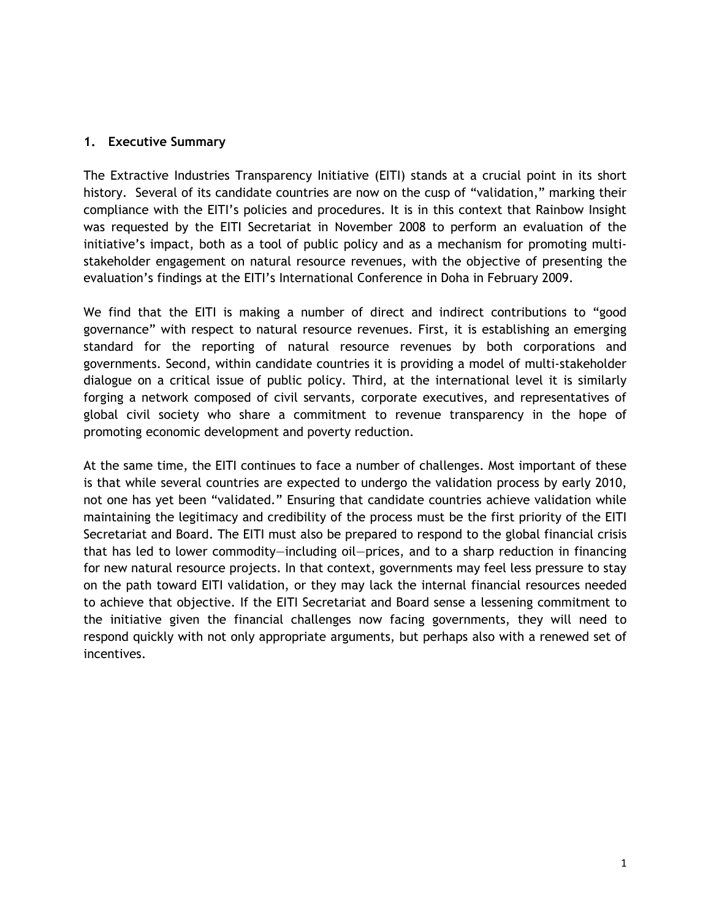## 1. Executive Summary

The Extractive Industries Transparency Initiative (EITI) stands at a crucial point in its short history. Several of its candidate countries are now on the cusp of "validation," marking their compliance with the EITI's policies and procedures. It is in this context that Rainbow Insight was requested by the EITI Secretariat in November 2008 to perform an evaluation of the initiative's impact, both as a tool of public policy and as a mechanism for promoting multi-stakeholder engagement on natural resource revenues, with the objective of presenting the evaluation's findings at the EITI's International Conference in Doha in February 2009.

We find that the EITI is making a number of direct and indirect contributions to "good governance" with respect to natural resource revenues. First, it is establishing an emerging standard for the reporting of natural resource revenues by both corporations and governments. Second, within candidate countries it is providing a model of multi-stakeholder dialogue on a critical issue of public policy. Third, at the international level it is similarly forging a network composed of civil servants, corporate executives, and representatives of global civil society who share a commitment to revenue transparency in the hope of promoting economic development and poverty reduction.

At the same time, the EITI continues to face a number of challenges. Most important of these is that while several countries are expected to undergo the validation process by early 2010, not one has yet been "validated." Ensuring that candidate countries achieve validation while maintaining the legitimacy and credibility of the process must be the first priority of the EITI Secretariat and Board. The EITI must also be prepared to respond to the global financial crisis that has led to lower commodity—including oil—prices, and to a sharp reduction in financing for new natural resource projects. In that context, governments may feel less pressure to stay on the path toward EITI validation, or they may lack the internal financial resources needed to achieve that objective. If the EITI Secretariat and Board sense a lessening commitment to the initiative given the financial challenges now facing governments, they will need to respond quickly with not only appropriate arguments, but perhaps also with a renewed set of incentives.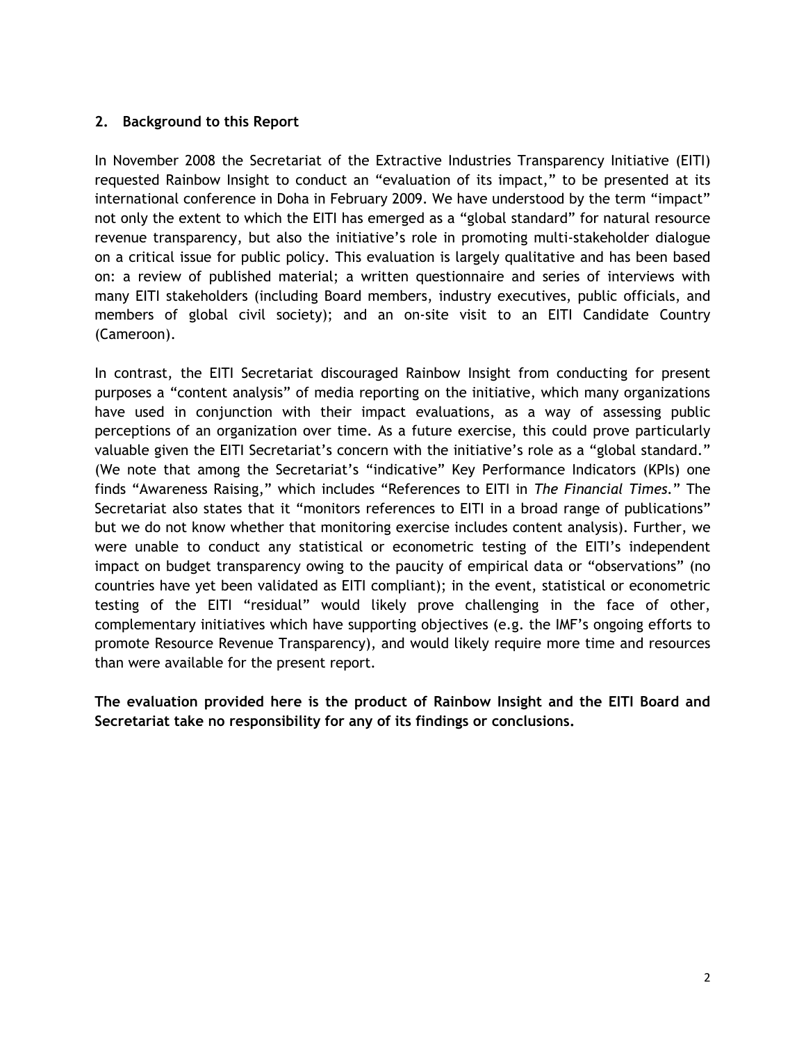## 2. Background to this Report

In November 2008 the Secretariat of the Extractive Industries Transparency Initiative (EITI) requested Rainbow Insight to conduct an "evaluation of its impact," to be presented at its international conference in Doha in February 2009. We have understood by the term "impact" not only the extent to which the EITI has emerged as a "global standard" for natural resource revenue transparency, but also the initiative's role in promoting multi-stakeholder dialogue on a critical issue for public policy. This evaluation is largely qualitative and has been based on: a review of published material; a written questionnaire and series of interviews with many EITI stakeholders (including Board members, industry executives, public officials, and members of global civil society); and an on-site visit to an EITI Candidate Country (Cameroon).

In contrast, the EITI Secretariat discouraged Rainbow Insight from conducting for present purposes a "content analysis" of media reporting on the initiative, which many organizations have used in conjunction with their impact evaluations, as a way of assessing public perceptions of an organization over time. As a future exercise, this could prove particularly valuable given the EITI Secretariat's concern with the initiative's role as a "global standard." (We note that among the Secretariat's "indicative" Key Performance Indicators (KPIs) one finds "Awareness Raising," which includes "References to EITI in *The Financial Times*." The Secretariat also states that it "monitors references to EITI in a broad range of publications" but we do not know whether that monitoring exercise includes content analysis). Further, we were unable to conduct any statistical or econometric testing of the EITI's independent impact on budget transparency owing to the paucity of empirical data or "observations" (no countries have yet been validated as EITI compliant); in the event, statistical or econometric testing of the EITI "residual" would likely prove challenging in the face of other, complementary initiatives which have supporting objectives (e.g. the IMF's ongoing efforts to promote Resource Revenue Transparency), and would likely require more time and resources than were available for the present report.

**The evaluation provided here is the product of Rainbow Insight and the EITI Board and Secretariat take no responsibility for any of its findings or conclusions.**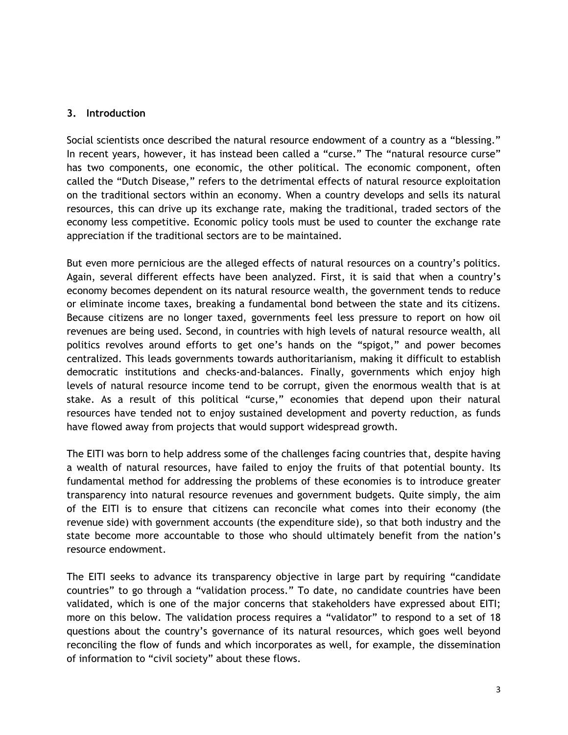## 3. Introduction

Social scientists once described the natural resource endowment of a country as a “blessing.” In recent years, however, it has instead been called a “curse.” The “natural resource curse” has two components, one economic, the other political. The economic component, often called the “Dutch Disease,” refers to the detrimental effects of natural resource exploitation on the traditional sectors within an economy. When a country develops and sells its natural resources, this can drive up its exchange rate, making the traditional, traded sectors of the economy less competitive. Economic policy tools must be used to counter the exchange rate appreciation if the traditional sectors are to be maintained.

But even more pernicious are the alleged effects of natural resources on a country’s politics. Again, several different effects have been analyzed. First, it is said that when a country’s economy becomes dependent on its natural resource wealth, the government tends to reduce or eliminate income taxes, breaking a fundamental bond between the state and its citizens. Because citizens are no longer taxed, governments feel less pressure to report on how oil revenues are being used. Second, in countries with high levels of natural resource wealth, all politics revolves around efforts to get one’s hands on the “spigot,” and power becomes centralized. This leads governments towards authoritarianism, making it difficult to establish democratic institutions and checks-and-balances. Finally, governments which enjoy high levels of natural resource income tend to be corrupt, given the enormous wealth that is at stake. As a result of this political “curse,” economies that depend upon their natural resources have tended not to enjoy sustained development and poverty reduction, as funds have flowed away from projects that would support widespread growth.

The EITI was born to help address some of the challenges facing countries that, despite having a wealth of natural resources, have failed to enjoy the fruits of that potential bounty. Its fundamental method for addressing the problems of these economies is to introduce greater transparency into natural resource revenues and government budgets. Quite simply, the aim of the EITI is to ensure that citizens can reconcile what comes into their economy (the revenue side) with government accounts (the expenditure side), so that both industry and the state become more accountable to those who should ultimately benefit from the nation’s resource endowment.

The EITI seeks to advance its transparency objective in large part by requiring “candidate countries” to go through a “validation process.” To date, no candidate countries have been validated, which is one of the major concerns that stakeholders have expressed about EITI; more on this below. The validation process requires a “validator” to respond to a set of 18 questions about the country’s governance of its natural resources, which goes well beyond reconciling the flow of funds and which incorporates as well, for example, the dissemination of information to “civil society” about these flows.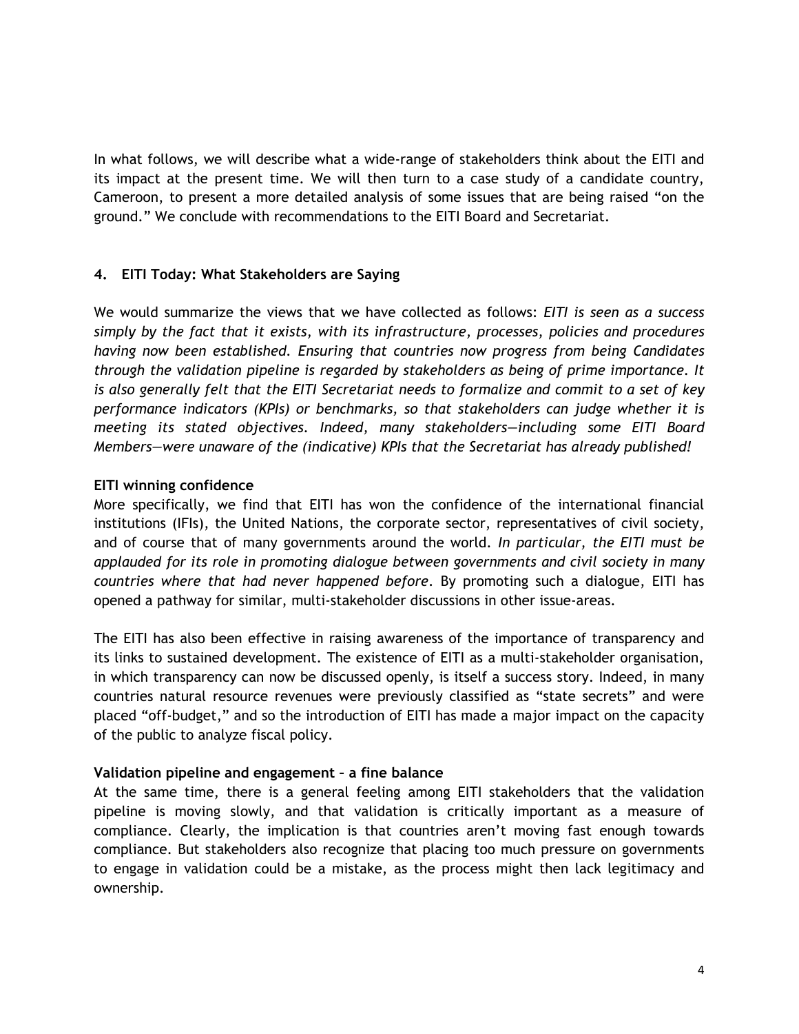In what follows, we will describe what a wide-range of stakeholders think about the EITI and its impact at the present time. We will then turn to a case study of a candidate country, Cameroon, to present a more detailed analysis of some issues that are being raised "on the ground." We conclude with recommendations to the EITI Board and Secretariat.

## 4. EITI Today: What Stakeholders are Saying

We would summarize the views that we have collected as follows: *EITI is seen as a success simply by the fact that it exists, with its infrastructure, processes, policies and procedures having now been established. Ensuring that countries now progress from being Candidates through the validation pipeline is regarded by stakeholders as being of prime importance. It is also generally felt that the EITI Secretariat needs to formalize and commit to a set of key performance indicators (KPIs) or benchmarks, so that stakeholders can judge whether it is meeting its stated objectives. Indeed, many stakeholders—including some EITI Board Members—were unaware of the (indicative) KPIs that the Secretariat has already published!*

**EITI winning confidence**

More specifically, we find that EITI has won the confidence of the international financial institutions (IFIs), the United Nations, the corporate sector, representatives of civil society, and of course that of many governments around the world. *In particular, the EITI must be applauded for its role in promoting dialogue between governments and civil society in many countries where that had never happened before*. By promoting such a dialogue, EITI has opened a pathway for similar, multi-stakeholder discussions in other issue-areas.

The EITI has also been effective in raising awareness of the importance of transparency and its links to sustained development. The existence of EITI as a multi-stakeholder organisation, in which transparency can now be discussed openly, is itself a success story. Indeed, in many countries natural resource revenues were previously classified as "state secrets" and were placed "off-budget," and so the introduction of EITI has made a major impact on the capacity of the public to analyze fiscal policy.

**Validation pipeline and engagement – a fine balance**

At the same time, there is a general feeling among EITI stakeholders that the validation pipeline is moving slowly, and that validation is critically important as a measure of compliance. Clearly, the implication is that countries aren't moving fast enough towards compliance. But stakeholders also recognize that placing too much pressure on governments to engage in validation could be a mistake, as the process might then lack legitimacy and ownership.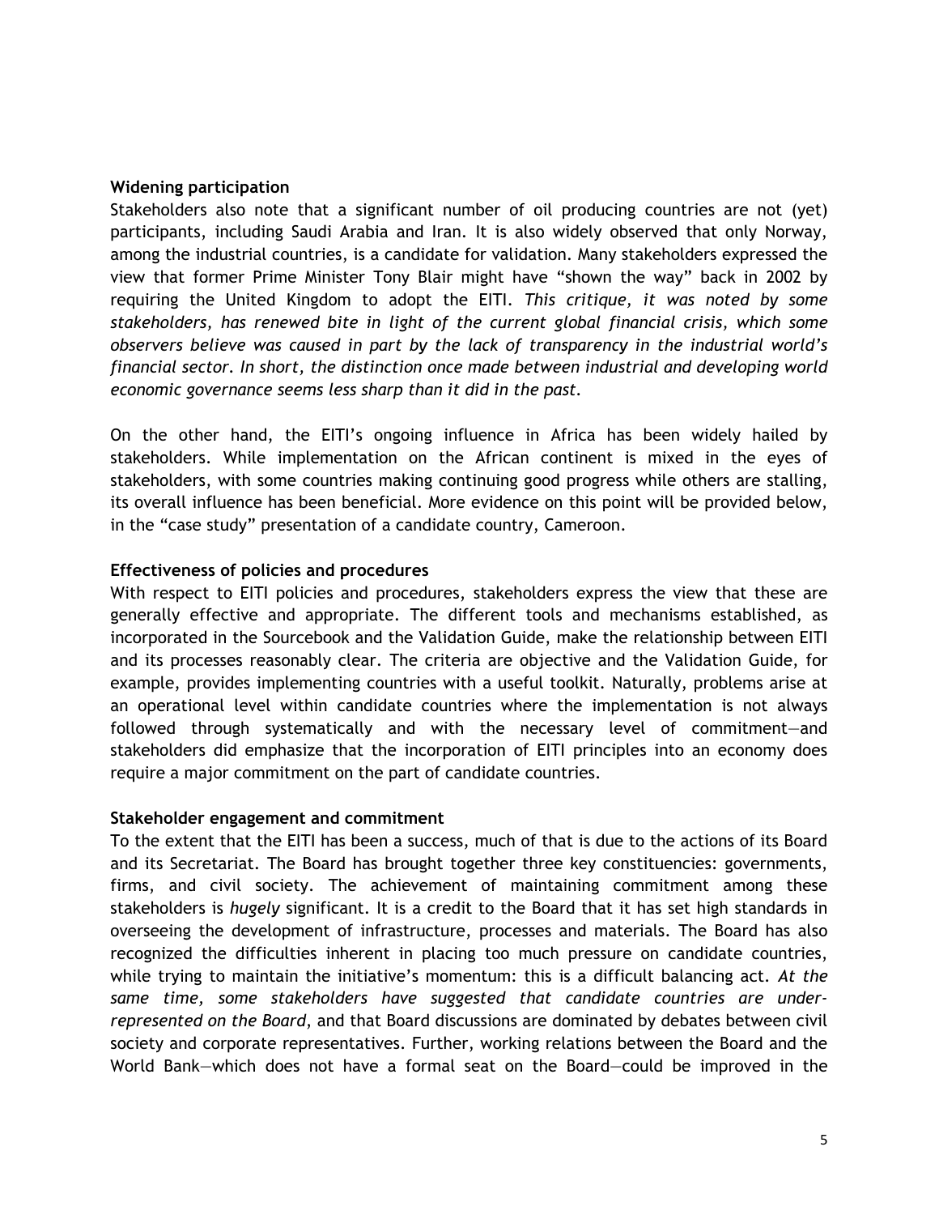**Widening participation**

Stakeholders also note that a significant number of oil producing countries are not (yet) participants, including Saudi Arabia and Iran. It is also widely observed that only Norway, among the industrial countries, is a candidate for validation. Many stakeholders expressed the view that former Prime Minister Tony Blair might have "shown the way" back in 2002 by requiring the United Kingdom to adopt the EITI. *This critique, it was noted by some stakeholders, has renewed bite in light of the current global financial crisis, which some observers believe was caused in part by the lack of transparency in the industrial world's financial sector. In short, the distinction once made between industrial and developing world economic governance seems less sharp than it did in the past.*

On the other hand, the EITI's ongoing influence in Africa has been widely hailed by stakeholders. While implementation on the African continent is mixed in the eyes of stakeholders, with some countries making continuing good progress while others are stalling, its overall influence has been beneficial. More evidence on this point will be provided below, in the "case study" presentation of a candidate country, Cameroon.

**Effectiveness of policies and procedures**

With respect to EITI policies and procedures, stakeholders express the view that these are generally effective and appropriate. The different tools and mechanisms established, as incorporated in the Sourcebook and the Validation Guide, make the relationship between EITI and its processes reasonably clear. The criteria are objective and the Validation Guide, for example, provides implementing countries with a useful toolkit. Naturally, problems arise at an operational level within candidate countries where the implementation is not always followed through systematically and with the necessary level of commitment—and stakeholders did emphasize that the incorporation of EITI principles into an economy does require a major commitment on the part of candidate countries.

**Stakeholder engagement and commitment**

To the extent that the EITI has been a success, much of that is due to the actions of its Board and its Secretariat. The Board has brought together three key constituencies: governments, firms, and civil society. The achievement of maintaining commitment among these stakeholders is *hugely* significant. It is a credit to the Board that it has set high standards in overseeing the development of infrastructure, processes and materials. The Board has also recognized the difficulties inherent in placing too much pressure on candidate countries, while trying to maintain the initiative's momentum: this is a difficult balancing act. *At the same time, some stakeholders have suggested that candidate countries are under-represented on the Board*, and that Board discussions are dominated by debates between civil society and corporate representatives. Further, working relations between the Board and the World Bank—which does not have a formal seat on the Board—could be improved in the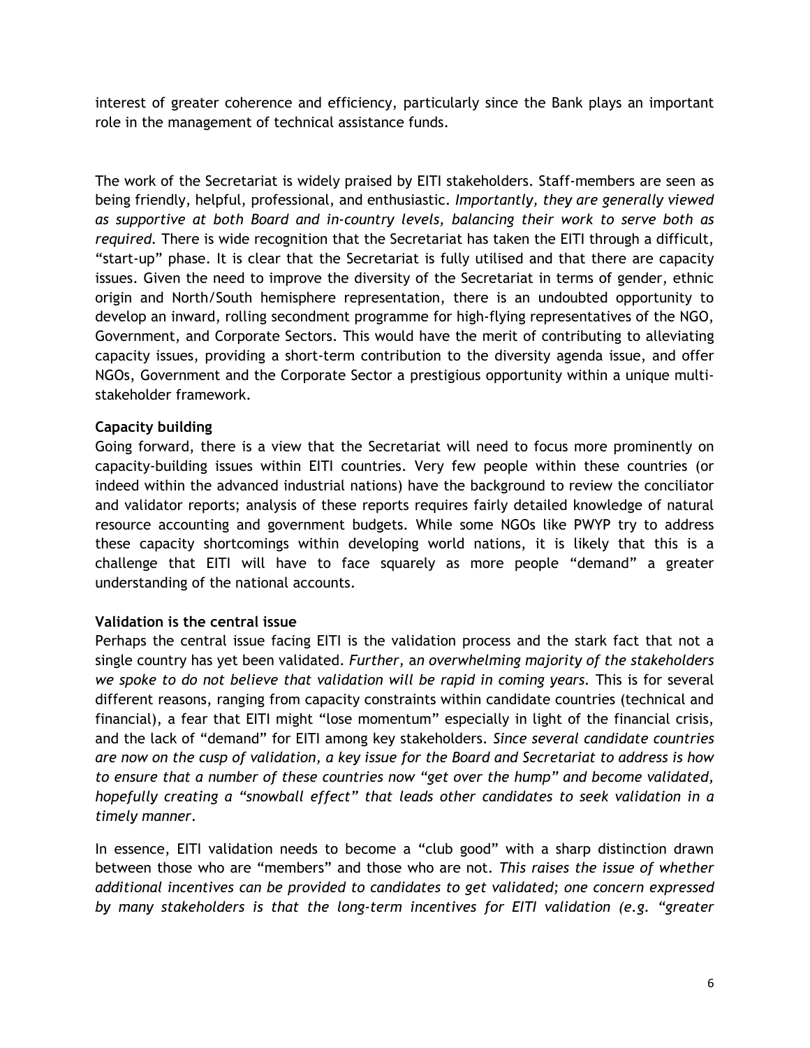interest of greater coherence and efficiency, particularly since the Bank plays an important role in the management of technical assistance funds.

The work of the Secretariat is widely praised by EITI stakeholders. Staff-members are seen as being friendly, helpful, professional, and enthusiastic. *Importantly, they are generally viewed as supportive at both Board and in-country levels, balancing their work to serve both as required.* There is wide recognition that the Secretariat has taken the EITI through a difficult, "start-up" phase. It is clear that the Secretariat is fully utilised and that there are capacity issues. Given the need to improve the diversity of the Secretariat in terms of gender, ethnic origin and North/South hemisphere representation, there is an undoubted opportunity to develop an inward, rolling secondment programme for high-flying representatives of the NGO, Government, and Corporate Sectors. This would have the merit of contributing to alleviating capacity issues, providing a short-term contribution to the diversity agenda issue, and offer NGOs, Government and the Corporate Sector a prestigious opportunity within a unique multi-stakeholder framework.

**Capacity building**

Going forward, there is a view that the Secretariat will need to focus more prominently on capacity-building issues within EITI countries. Very few people within these countries (or indeed within the advanced industrial nations) have the background to review the conciliator and validator reports; analysis of these reports requires fairly detailed knowledge of natural resource accounting and government budgets. While some NGOs like PWYP try to address these capacity shortcomings within developing world nations, it is likely that this is a challenge that EITI will have to face squarely as more people "demand" a greater understanding of the national accounts.

**Validation is the central issue**

Perhaps the central issue facing EITI is the validation process and the stark fact that not a single country has yet been validated. *Further, an overwhelming majority of the stakeholders we spoke to do not believe that validation will be rapid in coming years.* This is for several different reasons, ranging from capacity constraints within candidate countries (technical and financial), a fear that EITI might "lose momentum" especially in light of the financial crisis, and the lack of "demand" for EITI among key stakeholders. *Since several candidate countries are now on the cusp of validation, a key issue for the Board and Secretariat to address is how to ensure that a number of these countries now "get over the hump" and become validated, hopefully creating a "snowball effect" that leads other candidates to seek validation in a timely manner.*

In essence, EITI validation needs to become a "club good" with a sharp distinction drawn between those who are "members" and those who are not. *This raises the issue of whether additional incentives can be provided to candidates to get validated; one concern expressed by many stakeholders is that the long-term incentives for EITI validation (e.g. "greater*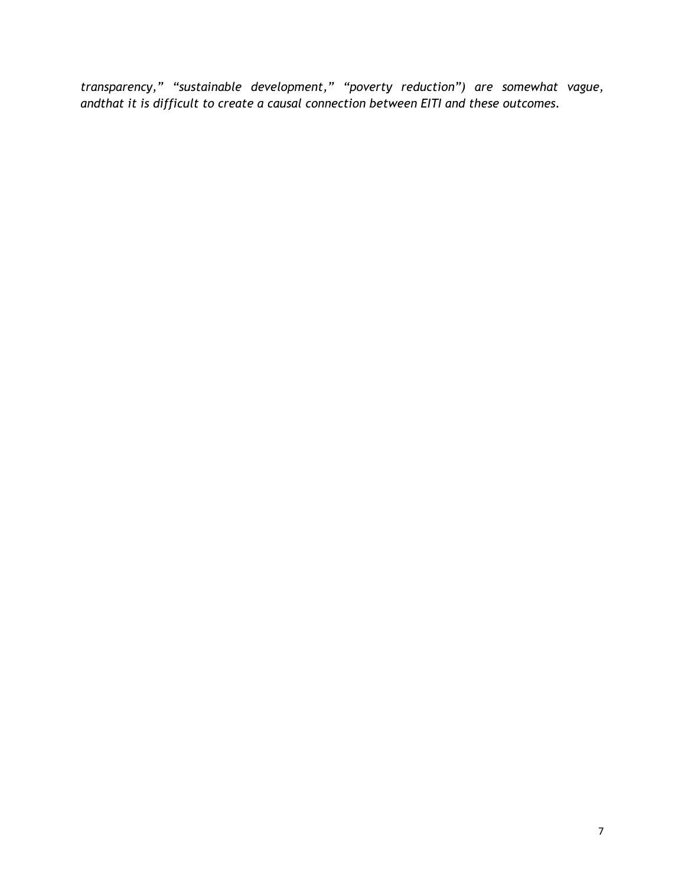*transparency," "sustainable development," "poverty reduction") are somewhat vague, andthat it is difficult to create a causal connection between EITI and these outcomes.*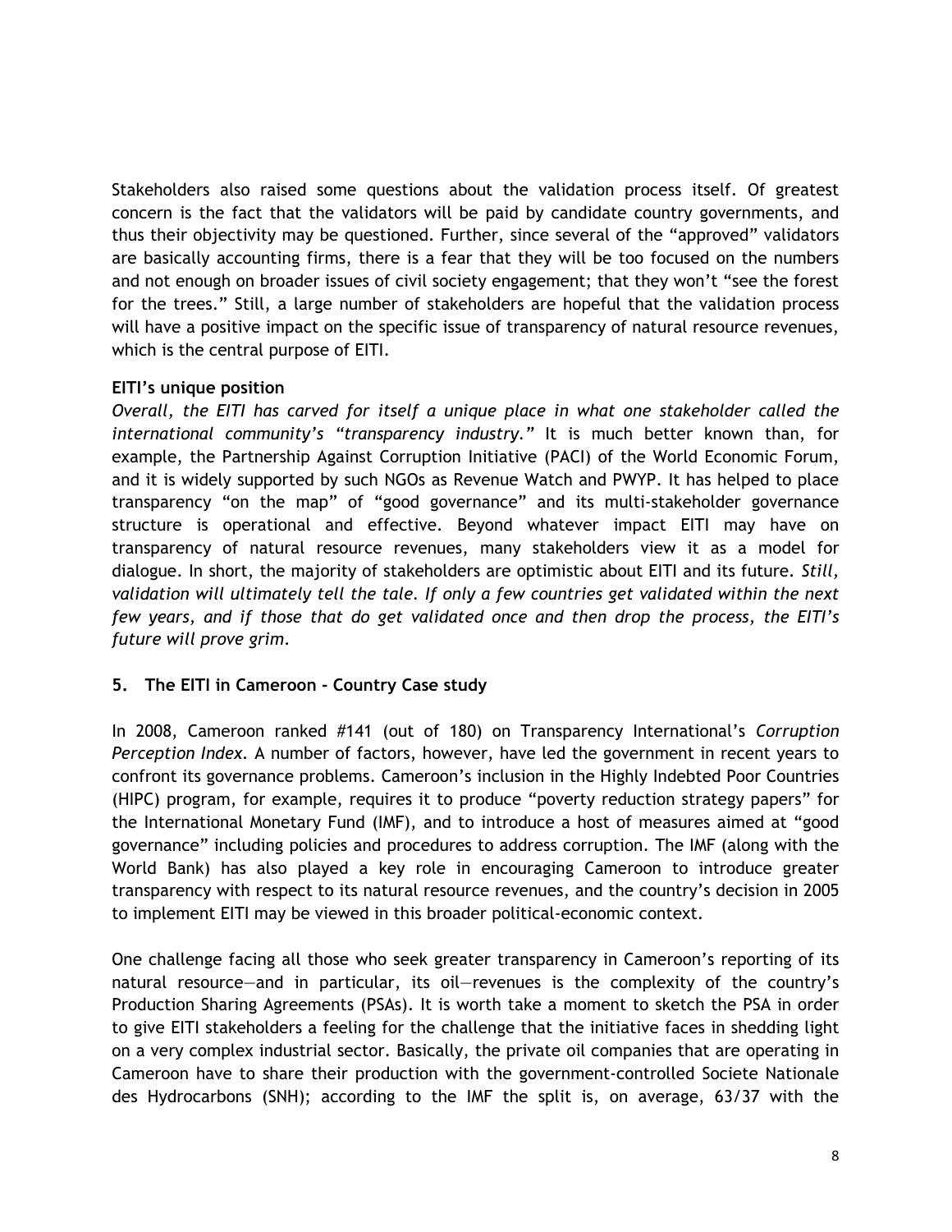Stakeholders also raised some questions about the validation process itself. Of greatest concern is the fact that the validators will be paid by candidate country governments, and thus their objectivity may be questioned. Further, since several of the "approved" validators are basically accounting firms, there is a fear that they will be too focused on the numbers and not enough on broader issues of civil society engagement; that they won't "see the forest for the trees." Still, a large number of stakeholders are hopeful that the validation process will have a positive impact on the specific issue of transparency of natural resource revenues, which is the central purpose of EITI.

**EITI's unique position**

*Overall, the EITI has carved for itself a unique place in what one stakeholder called the international community's "transparency industry."* It is much better known than, for example, the Partnership Against Corruption Initiative (PACI) of the World Economic Forum, and it is widely supported by such NGOs as Revenue Watch and PWYP. It has helped to place transparency "on the map" of "good governance" and its multi-stakeholder governance structure is operational and effective. Beyond whatever impact EITI may have on transparency of natural resource revenues, many stakeholders view it as a model for dialogue. In short, the majority of stakeholders are optimistic about EITI and its future. *Still, validation will ultimately tell the tale. If only a few countries get validated within the next few years, and if those that do get validated once and then drop the process, the EITI's future will prove grim.*

## 5. The EITI in Cameroon - Country Case study

In 2008, Cameroon ranked #141 (out of 180) on Transparency International's *Corruption Perception Index*. A number of factors, however, have led the government in recent years to confront its governance problems. Cameroon's inclusion in the Highly Indebted Poor Countries (HIPC) program, for example, requires it to produce "poverty reduction strategy papers" for the International Monetary Fund (IMF), and to introduce a host of measures aimed at "good governance" including policies and procedures to address corruption. The IMF (along with the World Bank) has also played a key role in encouraging Cameroon to introduce greater transparency with respect to its natural resource revenues, and the country's decision in 2005 to implement EITI may be viewed in this broader political-economic context.

One challenge facing all those who seek greater transparency in Cameroon's reporting of its natural resource—and in particular, its oil—revenues is the complexity of the country's Production Sharing Agreements (PSAs). It is worth take a moment to sketch the PSA in order to give EITI stakeholders a feeling for the challenge that the initiative faces in shedding light on a very complex industrial sector. Basically, the private oil companies that are operating in Cameroon have to share their production with the government-controlled Societe Nationale des Hydrocarbons (SNH); according to the IMF the split is, on average, 63/37 with the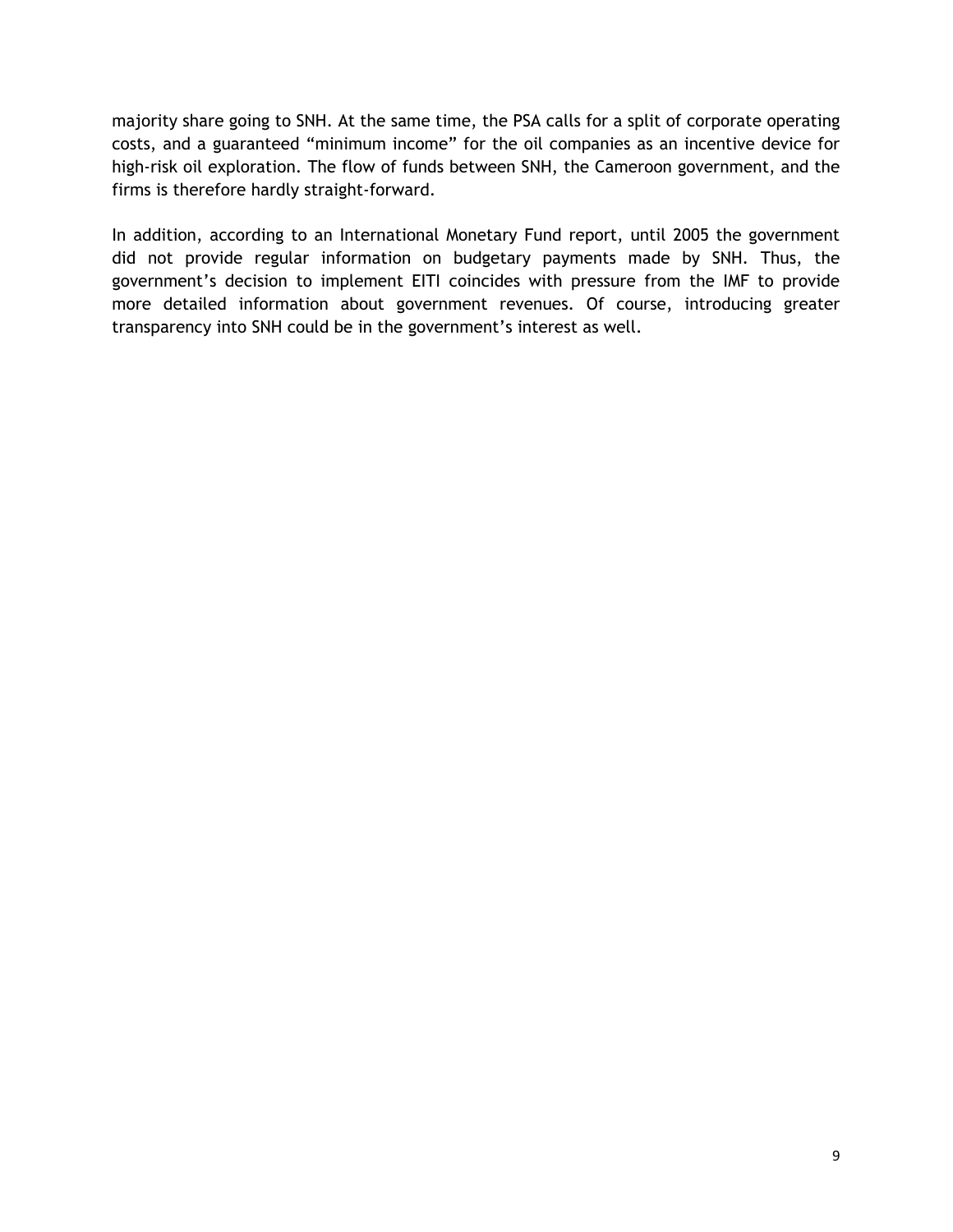majority share going to SNH. At the same time, the PSA calls for a split of corporate operating costs, and a guaranteed "minimum income" for the oil companies as an incentive device for high-risk oil exploration. The flow of funds between SNH, the Cameroon government, and the firms is therefore hardly straight-forward.

In addition, according to an International Monetary Fund report, until 2005 the government did not provide regular information on budgetary payments made by SNH. Thus, the government's decision to implement EITI coincides with pressure from the IMF to provide more detailed information about government revenues. Of course, introducing greater transparency into SNH could be in the government's interest as well.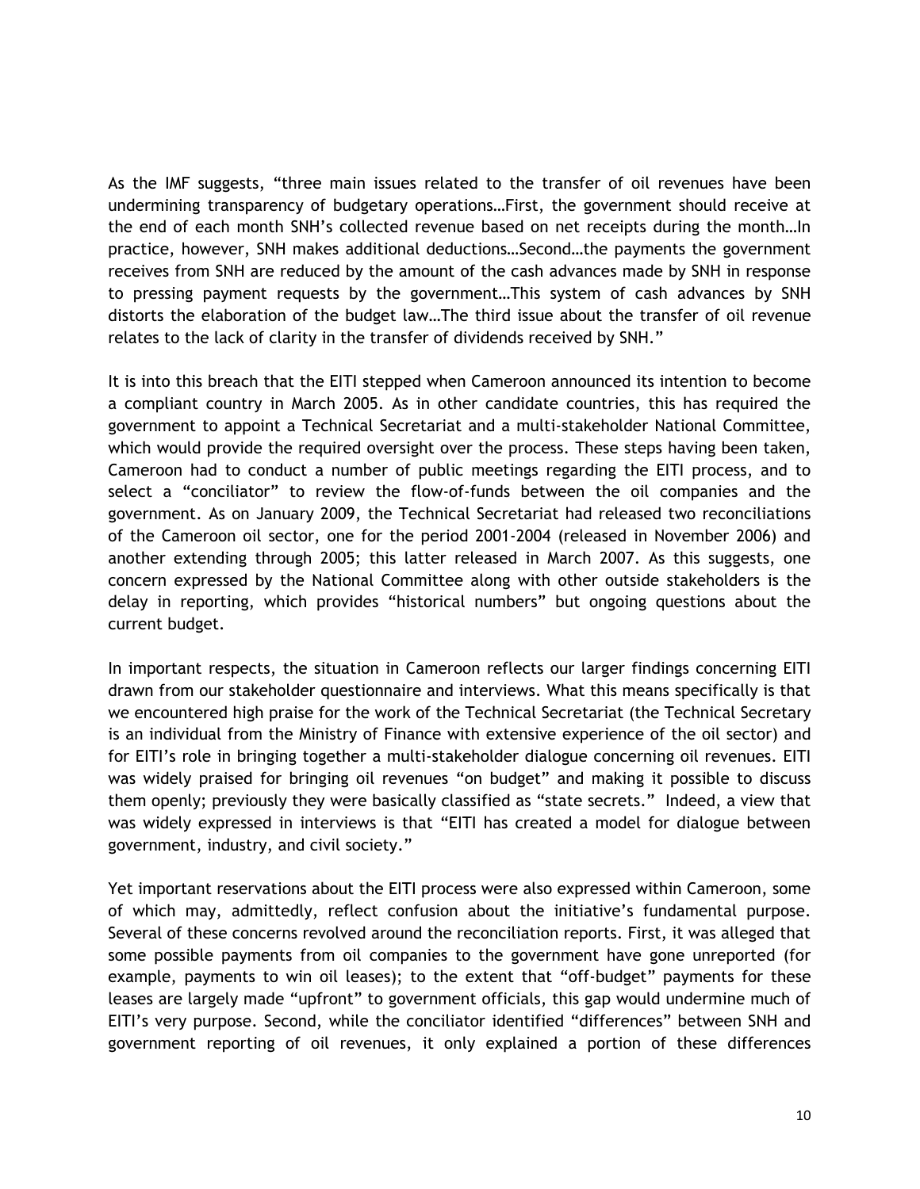As the IMF suggests, "three main issues related to the transfer of oil revenues have been undermining transparency of budgetary operations…First, the government should receive at the end of each month SNH's collected revenue based on net receipts during the month…In practice, however, SNH makes additional deductions…Second…the payments the government receives from SNH are reduced by the amount of the cash advances made by SNH in response to pressing payment requests by the government…This system of cash advances by SNH distorts the elaboration of the budget law…The third issue about the transfer of oil revenue relates to the lack of clarity in the transfer of dividends received by SNH."

It is into this breach that the EITI stepped when Cameroon announced its intention to become a compliant country in March 2005. As in other candidate countries, this has required the government to appoint a Technical Secretariat and a multi-stakeholder National Committee, which would provide the required oversight over the process. These steps having been taken, Cameroon had to conduct a number of public meetings regarding the EITI process, and to select a "conciliator" to review the flow-of-funds between the oil companies and the government. As on January 2009, the Technical Secretariat had released two reconciliations of the Cameroon oil sector, one for the period 2001-2004 (released in November 2006) and another extending through 2005; this latter released in March 2007. As this suggests, one concern expressed by the National Committee along with other outside stakeholders is the delay in reporting, which provides "historical numbers" but ongoing questions about the current budget.

In important respects, the situation in Cameroon reflects our larger findings concerning EITI drawn from our stakeholder questionnaire and interviews. What this means specifically is that we encountered high praise for the work of the Technical Secretariat (the Technical Secretary is an individual from the Ministry of Finance with extensive experience of the oil sector) and for EITI's role in bringing together a multi-stakeholder dialogue concerning oil revenues. EITI was widely praised for bringing oil revenues "on budget" and making it possible to discuss them openly; previously they were basically classified as "state secrets." Indeed, a view that was widely expressed in interviews is that "EITI has created a model for dialogue between government, industry, and civil society."

Yet important reservations about the EITI process were also expressed within Cameroon, some of which may, admittedly, reflect confusion about the initiative's fundamental purpose. Several of these concerns revolved around the reconciliation reports. First, it was alleged that some possible payments from oil companies to the government have gone unreported (for example, payments to win oil leases); to the extent that "off-budget" payments for these leases are largely made "upfront" to government officials, this gap would undermine much of EITI's very purpose. Second, while the conciliator identified "differences" between SNH and government reporting of oil revenues, it only explained a portion of these differences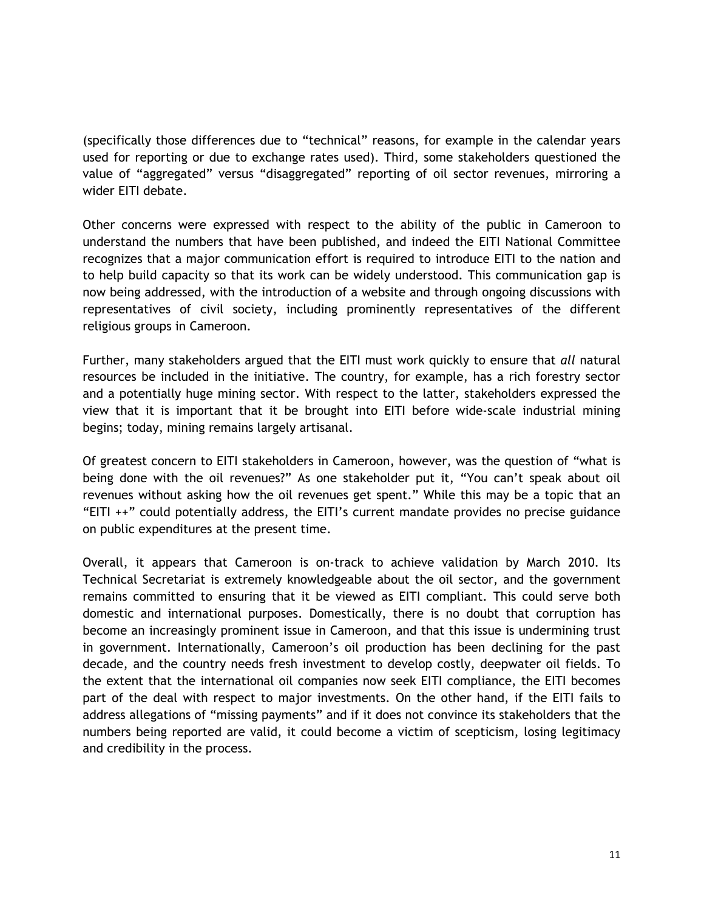(specifically those differences due to "technical" reasons, for example in the calendar years used for reporting or due to exchange rates used). Third, some stakeholders questioned the value of "aggregated" versus "disaggregated" reporting of oil sector revenues, mirroring a wider EITI debate.

Other concerns were expressed with respect to the ability of the public in Cameroon to understand the numbers that have been published, and indeed the EITI National Committee recognizes that a major communication effort is required to introduce EITI to the nation and to help build capacity so that its work can be widely understood. This communication gap is now being addressed, with the introduction of a website and through ongoing discussions with representatives of civil society, including prominently representatives of the different religious groups in Cameroon.

Further, many stakeholders argued that the EITI must work quickly to ensure that *all* natural resources be included in the initiative. The country, for example, has a rich forestry sector and a potentially huge mining sector. With respect to the latter, stakeholders expressed the view that it is important that it be brought into EITI before wide-scale industrial mining begins; today, mining remains largely artisanal.

Of greatest concern to EITI stakeholders in Cameroon, however, was the question of "what is being done with the oil revenues?" As one stakeholder put it, "You can't speak about oil revenues without asking how the oil revenues get spent." While this may be a topic that an "EITI ++" could potentially address, the EITI's current mandate provides no precise guidance on public expenditures at the present time.

Overall, it appears that Cameroon is on-track to achieve validation by March 2010. Its Technical Secretariat is extremely knowledgeable about the oil sector, and the government remains committed to ensuring that it be viewed as EITI compliant. This could serve both domestic and international purposes. Domestically, there is no doubt that corruption has become an increasingly prominent issue in Cameroon, and that this issue is undermining trust in government. Internationally, Cameroon's oil production has been declining for the past decade, and the country needs fresh investment to develop costly, deepwater oil fields. To the extent that the international oil companies now seek EITI compliance, the EITI becomes part of the deal with respect to major investments. On the other hand, if the EITI fails to address allegations of "missing payments" and if it does not convince its stakeholders that the numbers being reported are valid, it could become a victim of scepticism, losing legitimacy and credibility in the process.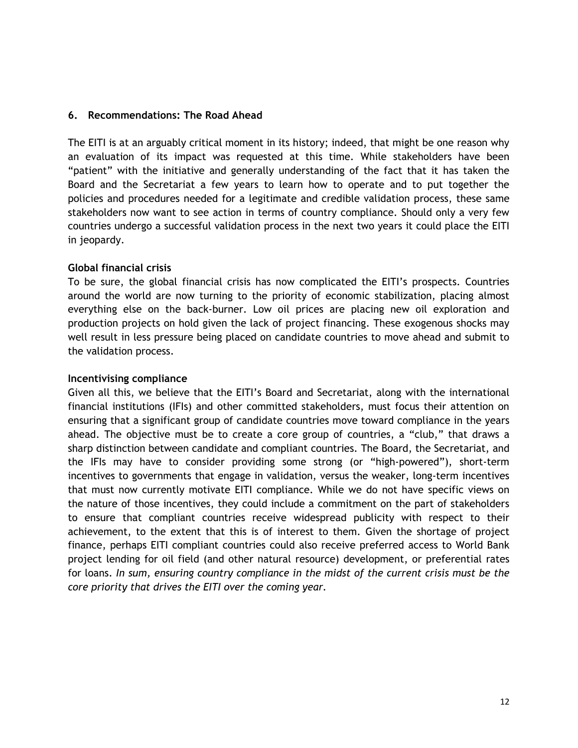## 6. Recommendations: The Road Ahead

The EITI is at an arguably critical moment in its history; indeed, that might be one reason why an evaluation of its impact was requested at this time. While stakeholders have been "patient" with the initiative and generally understanding of the fact that it has taken the Board and the Secretariat a few years to learn how to operate and to put together the policies and procedures needed for a legitimate and credible validation process, these same stakeholders now want to see action in terms of country compliance. Should only a very few countries undergo a successful validation process in the next two years it could place the EITI in jeopardy.

**Global financial crisis**

To be sure, the global financial crisis has now complicated the EITI's prospects. Countries around the world are now turning to the priority of economic stabilization, placing almost everything else on the back-burner. Low oil prices are placing new oil exploration and production projects on hold given the lack of project financing. These exogenous shocks may well result in less pressure being placed on candidate countries to move ahead and submit to the validation process.

**Incentivising compliance**

Given all this, we believe that the EITI's Board and Secretariat, along with the international financial institutions (IFIs) and other committed stakeholders, must focus their attention on ensuring that a significant group of candidate countries move toward compliance in the years ahead. The objective must be to create a core group of countries, a "club," that draws a sharp distinction between candidate and compliant countries. The Board, the Secretariat, and the IFIs may have to consider providing some strong (or "high-powered"), short-term incentives to governments that engage in validation, versus the weaker, long-term incentives that must now currently motivate EITI compliance. While we do not have specific views on the nature of those incentives, they could include a commitment on the part of stakeholders to ensure that compliant countries receive widespread publicity with respect to their achievement, to the extent that this is of interest to them. Given the shortage of project finance, perhaps EITI compliant countries could also receive preferred access to World Bank project lending for oil field (and other natural resource) development, or preferential rates for loans. *In sum, ensuring country compliance in the midst of the current crisis must be the core priority that drives the EITI over the coming year.*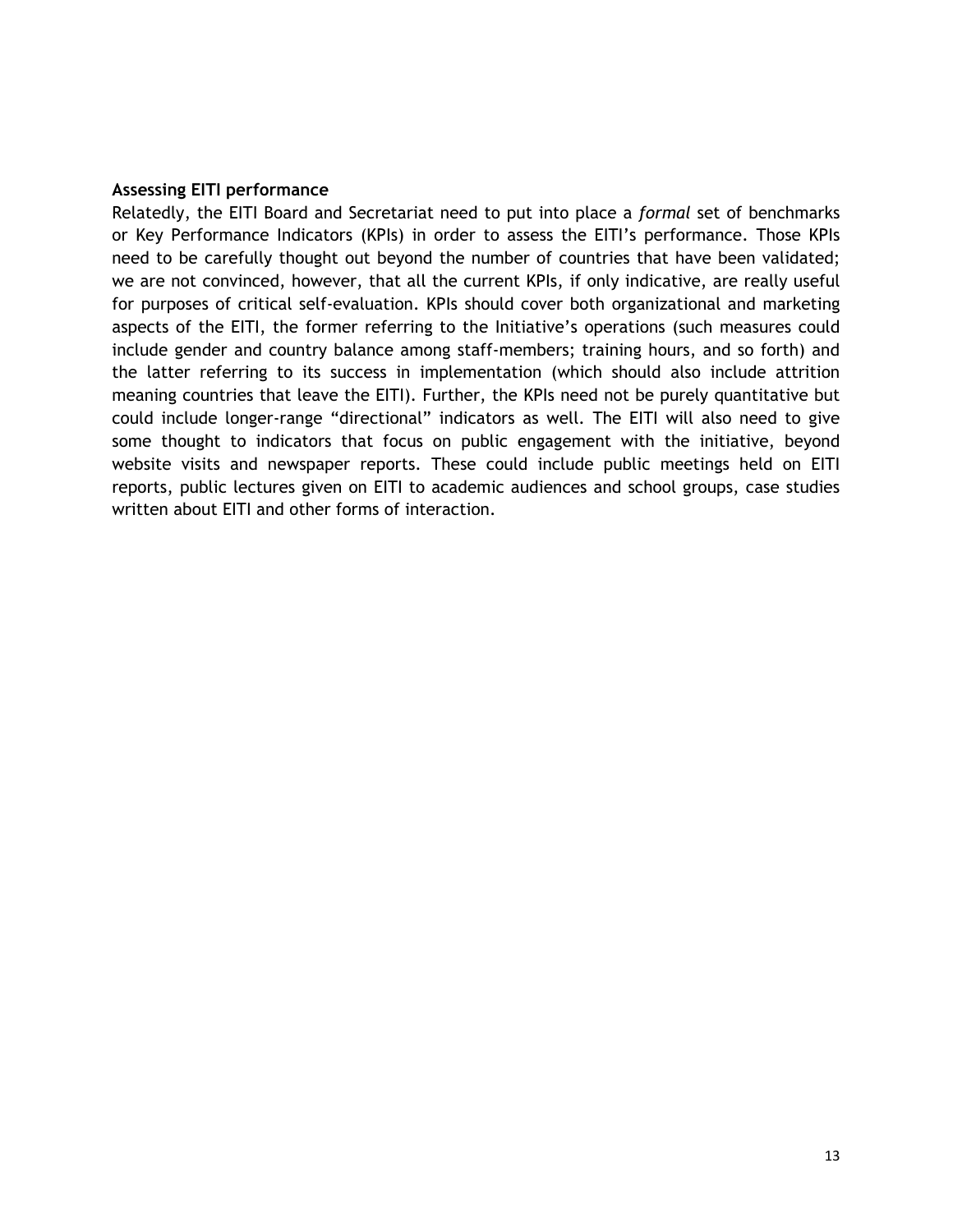### Assessing EITI performance

Relatedly, the EITI Board and Secretariat need to put into place a *formal* set of benchmarks or Key Performance Indicators (KPIs) in order to assess the EITI's performance. Those KPIs need to be carefully thought out beyond the number of countries that have been validated; we are not convinced, however, that all the current KPIs, if only indicative, are really useful for purposes of critical self-evaluation. KPIs should cover both organizational and marketing aspects of the EITI, the former referring to the Initiative's operations (such measures could include gender and country balance among staff-members; training hours, and so forth) and the latter referring to its success in implementation (which should also include attrition meaning countries that leave the EITI). Further, the KPIs need not be purely quantitative but could include longer-range "directional" indicators as well. The EITI will also need to give some thought to indicators that focus on public engagement with the initiative, beyond website visits and newspaper reports. These could include public meetings held on EITI reports, public lectures given on EITI to academic audiences and school groups, case studies written about EITI and other forms of interaction.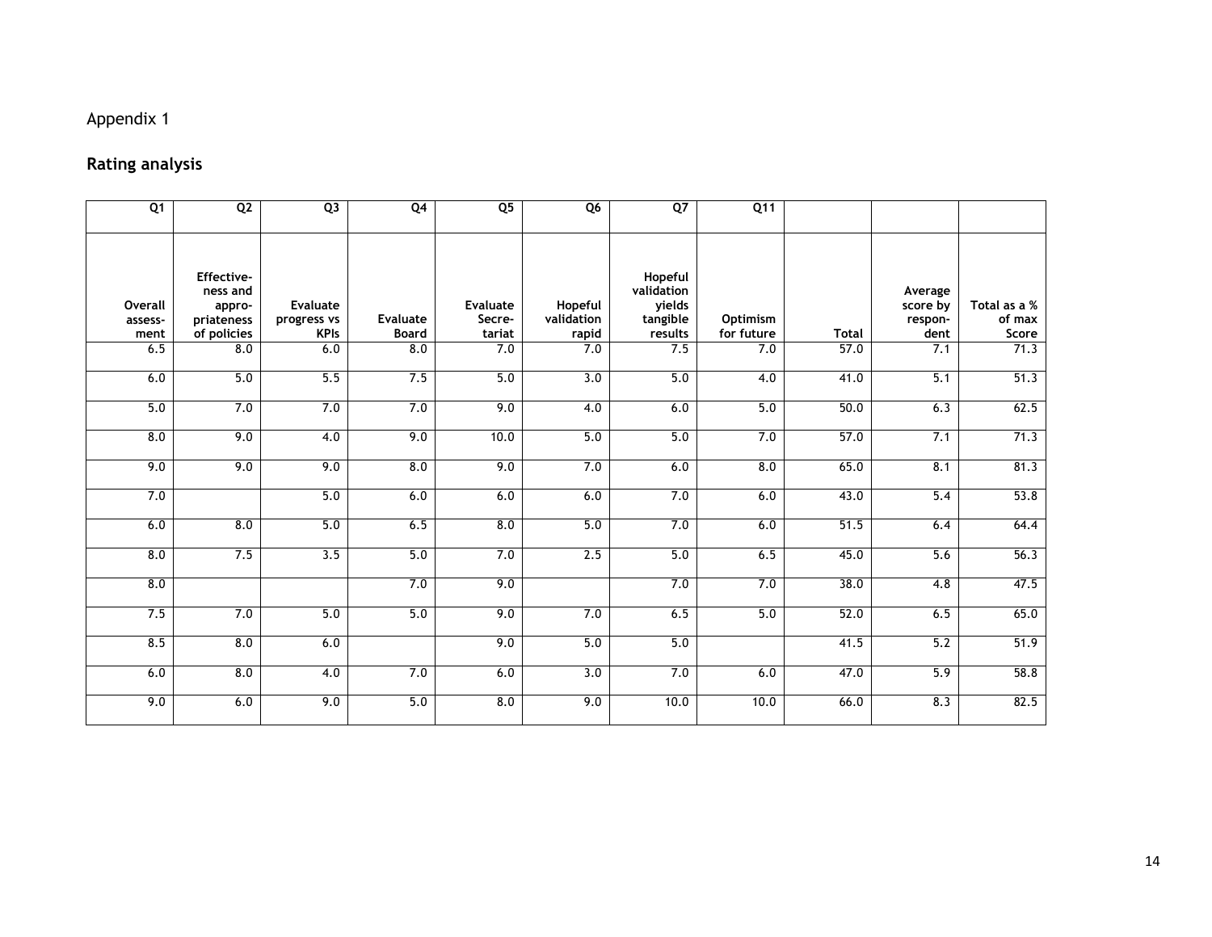Appendix 1

## Rating analysis

| Q1 | Q2 | Q3 | Q4 | Q5 | Q6 | Q7 | Q11 | | | |
|---|---|---|---|---|---|---|---|---|---|---|
| Overall assess-ment | Effective-ness and appro-priateness of policies | Evaluate progress vs KPIs | Evaluate Board | Evaluate Secre-tariat | Hopeful validation rapid | Hopeful validation yields tangible results | Optimism for future | Total | Average score by respon-dent | Total as a % of max Score |
| 6.5 | 8.0 | 6.0 | 8.0 | 7.0 | 7.0 | 7.5 | 7.0 | 57.0 | 7.1 | 71.3 |
| 6.0 | 5.0 | 5.5 | 7.5 | 5.0 | 3.0 | 5.0 | 4.0 | 41.0 | 5.1 | 51.3 |
| 5.0 | 7.0 | 7.0 | 7.0 | 9.0 | 4.0 | 6.0 | 5.0 | 50.0 | 6.3 | 62.5 |
| 8.0 | 9.0 | 4.0 | 9.0 | 10.0 | 5.0 | 5.0 | 7.0 | 57.0 | 7.1 | 71.3 |
| 9.0 | 9.0 | 9.0 | 8.0 | 9.0 | 7.0 | 6.0 | 8.0 | 65.0 | 8.1 | 81.3 |
| 7.0 | | 5.0 | 6.0 | 6.0 | 6.0 | 7.0 | 6.0 | 43.0 | 5.4 | 53.8 |
| 6.0 | 8.0 | 5.0 | 6.5 | 8.0 | 5.0 | 7.0 | 6.0 | 51.5 | 6.4 | 64.4 |
| 8.0 | 7.5 | 3.5 | 5.0 | 7.0 | 2.5 | 5.0 | 6.5 | 45.0 | 5.6 | 56.3 |
| 8.0 | | | 7.0 | 9.0 | | 7.0 | 7.0 | 38.0 | 4.8 | 47.5 |
| 7.5 | 7.0 | 5.0 | 5.0 | 9.0 | 7.0 | 6.5 | 5.0 | 52.0 | 6.5 | 65.0 |
| 8.5 | 8.0 | 6.0 | | 9.0 | 5.0 | 5.0 | | 41.5 | 5.2 | 51.9 |
| 6.0 | 8.0 | 4.0 | 7.0 | 6.0 | 3.0 | 7.0 | 6.0 | 47.0 | 5.9 | 58.8 |
| 9.0 | 6.0 | 9.0 | 5.0 | 8.0 | 9.0 | 10.0 | 10.0 | 66.0 | 8.3 | 82.5 |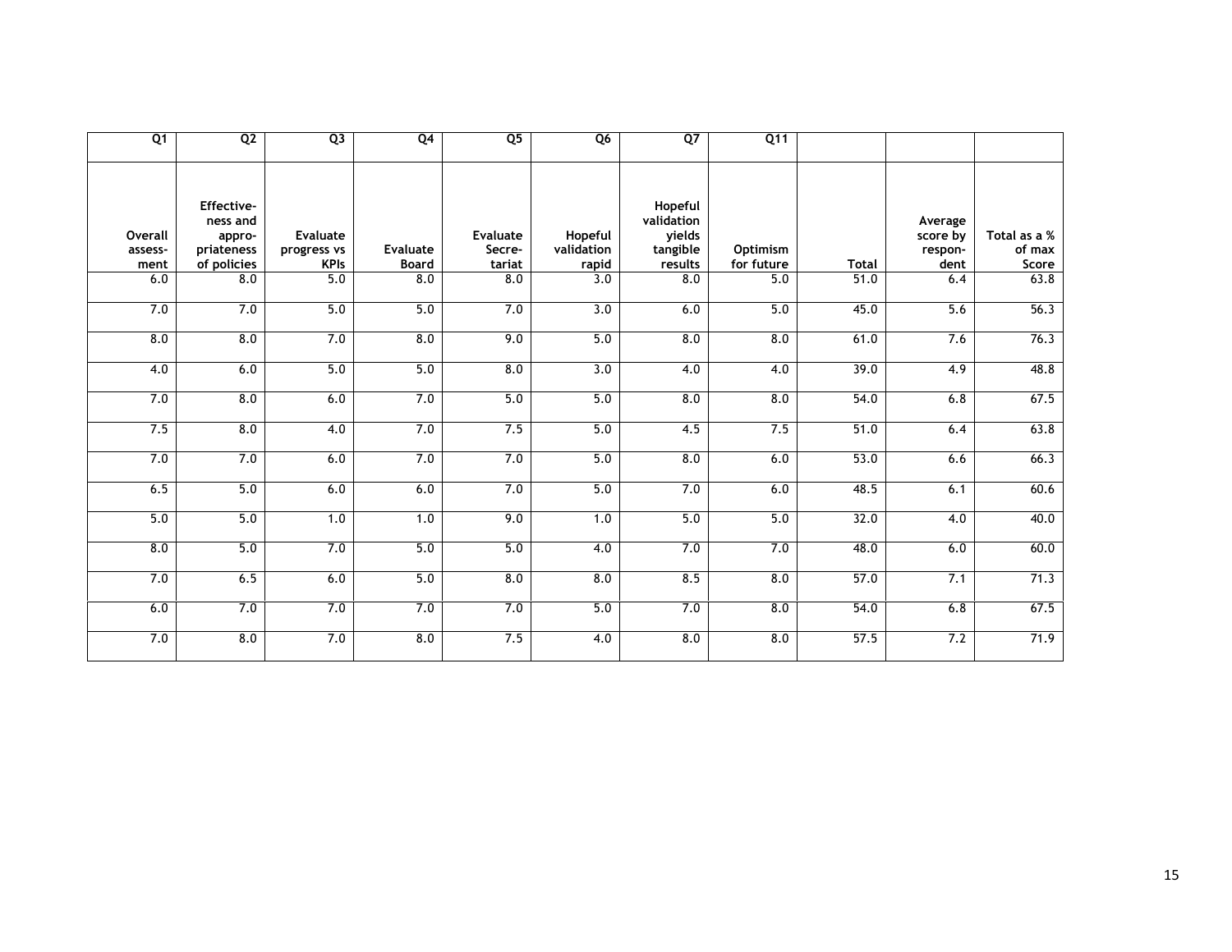| Q1 | Q2 | Q3 | Q4 | Q5 | Q6 | Q7 | Q11 | | | |
|---|---|---|---|---|---|---|---|---|---|---|
| Overall assess-ment | Effective-ness and appro-priateness of policies | Evaluate progress vs KPIs | Evaluate Board | Evaluate Secre-tariat | Hopeful validation rapid | Hopeful validation yields tangible results | Optimism for future | Total | Average score by respon-dent | Total as a % of max Score |
| 6.0 | 8.0 | 5.0 | 8.0 | 8.0 | 3.0 | 8.0 | 5.0 | 51.0 | 6.4 | 63.8 |
| 7.0 | 7.0 | 5.0 | 5.0 | 7.0 | 3.0 | 6.0 | 5.0 | 45.0 | 5.6 | 56.3 |
| 8.0 | 8.0 | 7.0 | 8.0 | 9.0 | 5.0 | 8.0 | 8.0 | 61.0 | 7.6 | 76.3 |
| 4.0 | 6.0 | 5.0 | 5.0 | 8.0 | 3.0 | 4.0 | 4.0 | 39.0 | 4.9 | 48.8 |
| 7.0 | 8.0 | 6.0 | 7.0 | 5.0 | 5.0 | 8.0 | 8.0 | 54.0 | 6.8 | 67.5 |
| 7.5 | 8.0 | 4.0 | 7.0 | 7.5 | 5.0 | 4.5 | 7.5 | 51.0 | 6.4 | 63.8 |
| 7.0 | 7.0 | 6.0 | 7.0 | 7.0 | 5.0 | 8.0 | 6.0 | 53.0 | 6.6 | 66.3 |
| 6.5 | 5.0 | 6.0 | 6.0 | 7.0 | 5.0 | 7.0 | 6.0 | 48.5 | 6.1 | 60.6 |
| 5.0 | 5.0 | 1.0 | 1.0 | 9.0 | 1.0 | 5.0 | 5.0 | 32.0 | 4.0 | 40.0 |
| 8.0 | 5.0 | 7.0 | 5.0 | 5.0 | 4.0 | 7.0 | 7.0 | 48.0 | 6.0 | 60.0 |
| 7.0 | 6.5 | 6.0 | 5.0 | 8.0 | 8.0 | 8.5 | 8.0 | 57.0 | 7.1 | 71.3 |
| 6.0 | 7.0 | 7.0 | 7.0 | 7.0 | 5.0 | 7.0 | 8.0 | 54.0 | 6.8 | 67.5 |
| 7.0 | 8.0 | 7.0 | 8.0 | 7.5 | 4.0 | 8.0 | 8.0 | 57.5 | 7.2 | 71.9 |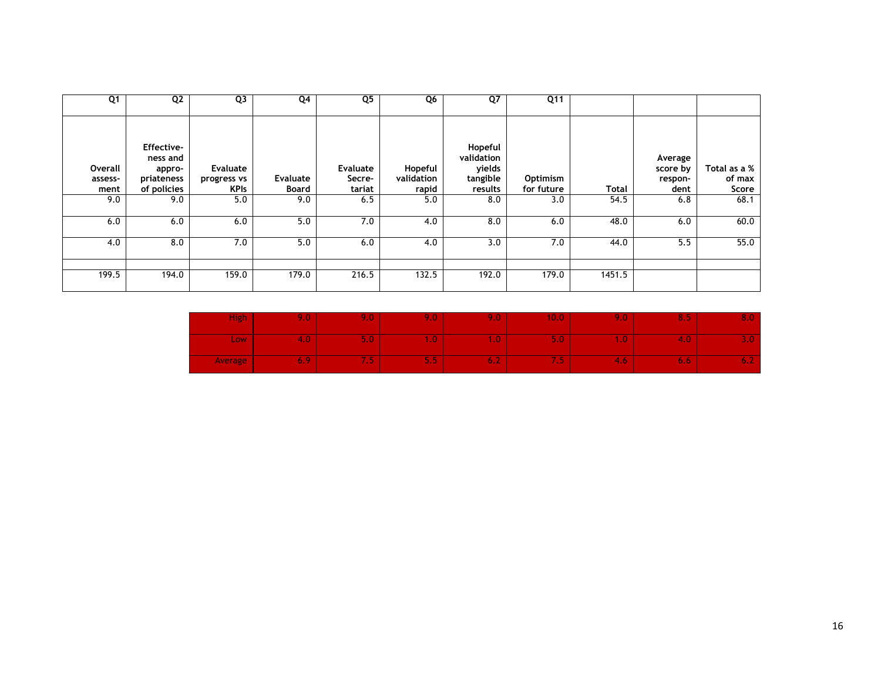| Q1 | Q2 | Q3 | Q4 | Q5 | Q6 | Q7 | Q11 | | | |
|---|---|---|---|---|---|---|---|---|---|---|
| Overall assess-ment | Effective-ness and appro-priateness of policies | Evaluate progress vs KPIs | Evaluate Board | Evaluate Secre-tariat | Hopeful validation rapid | Hopeful validation yields tangible results | Optimism for future | Total | Average score by respon-dent | Total as a % of max Score |
| 9.0 | 9.0 | 5.0 | 9.0 | 6.5 | 5.0 | 8.0 | 3.0 | 54.5 | 6.8 | 68.1 |
| 6.0 | 6.0 | 6.0 | 5.0 | 7.0 | 4.0 | 8.0 | 6.0 | 48.0 | 6.0 | 60.0 |
| 4.0 | 8.0 | 7.0 | 5.0 | 6.0 | 4.0 | 3.0 | 7.0 | 44.0 | 5.5 | 55.0 |
| | | | | | | | | | | |
| 199.5 | 194.0 | 159.0 | 179.0 | 216.5 | 132.5 | 192.0 | 179.0 | 1451.5 | | |

| | | | | | | | |
|---|---|---|---|---|---|---|---|
| High | 9.0 | 9.0 | 9.0 | 9.0 | 10.0 | 9.0 | 8.5 | 8.0 |
| Low | 4.0 | 5.0 | 1.0 | 1.0 | 5.0 | 1.0 | 4.0 | 3.0 |
| Average | 6.9 | 7.5 | 5.5 | 6.2 | 7.5 | 4.6 | 6.6 | 6.2 |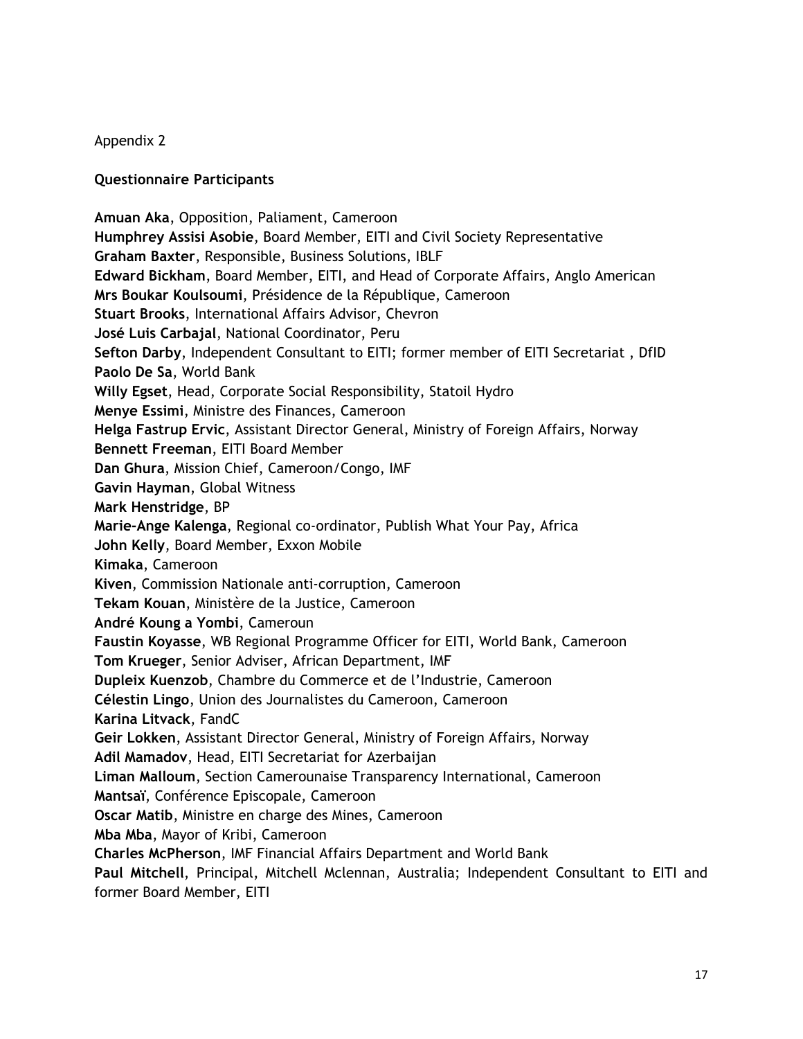Appendix 2

**Questionnaire Participants**

**Amuan Aka**, Opposition, Paliament, Cameroon
**Humphrey Assisi Asobie**, Board Member, EITI and Civil Society Representative
**Graham Baxter**, Responsible, Business Solutions, IBLF
**Edward Bickham**, Board Member, EITI, and Head of Corporate Affairs, Anglo American
**Mrs Boukar Koulsoumi**, Présidence de la République, Cameroon
**Stuart Brooks**, International Affairs Advisor, Chevron
**José Luis Carbajal**, National Coordinator, Peru
**Sefton Darby**, Independent Consultant to EITI; former member of EITI Secretariat , DfID
**Paolo De Sa**, World Bank
**Willy Egset**, Head, Corporate Social Responsibility, Statoil Hydro
**Menye Essimi**, Ministre des Finances, Cameroon
**Helga Fastrup Ervic**, Assistant Director General, Ministry of Foreign Affairs, Norway
**Bennett Freeman**, EITI Board Member
**Dan Ghura**, Mission Chief, Cameroon/Congo, IMF
**Gavin Hayman**, Global Witness
**Mark Henstridge**, BP
**Marie-Ange Kalenga**, Regional co-ordinator, Publish What Your Pay, Africa
**John Kelly**, Board Member, Exxon Mobile
**Kimaka**, Cameroon
**Kiven**, Commission Nationale anti-corruption, Cameroon
**Tekam Kouan**, Ministère de la Justice, Cameroon
**André Koung a Yombi**, Cameroun
**Faustin Koyasse**, WB Regional Programme Officer for EITI, World Bank, Cameroon
**Tom Krueger**, Senior Adviser, African Department, IMF
**Dupleix Kuenzob**, Chambre du Commerce et de l'Industrie, Cameroon
**Célestin Lingo**, Union des Journalistes du Cameroon, Cameroon
**Karina Litvack**, FandC
**Geir Lokken**, Assistant Director General, Ministry of Foreign Affairs, Norway
**Adil Mamadov**, Head, EITI Secretariat for Azerbaijan
**Liman Malloum**, Section Camerounaise Transparency International, Cameroon
**Mantsaï**, Conférence Episcopale, Cameroon
**Oscar Matib**, Ministre en charge des Mines, Cameroon
**Mba Mba**, Mayor of Kribi, Cameroon
**Charles McPherson**, IMF Financial Affairs Department and World Bank
**Paul Mitchell**, Principal, Mitchell Mclennan, Australia; Independent Consultant to EITI and former Board Member, EITI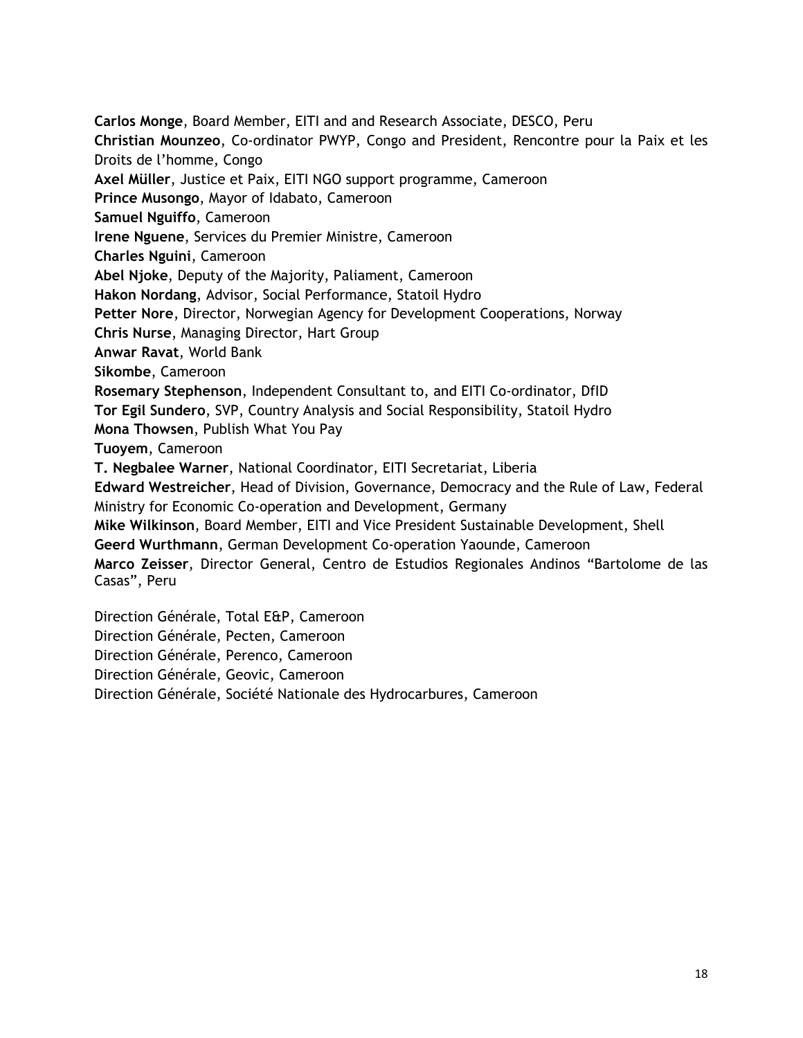**Carlos Monge**, Board Member, EITI and and Research Associate, DESCO, Peru
**Christian Mounzeo**, Co-ordinator PWYP, Congo and President, Rencontre pour la Paix et les Droits de l'homme, Congo
**Axel Müller**, Justice et Paix, EITI NGO support programme, Cameroon
**Prince Musongo**, Mayor of Idabato, Cameroon
**Samuel Nguiffo**, Cameroon
**Irene Nguene**, Services du Premier Ministre, Cameroon
**Charles Nguini**, Cameroon
**Abel Njoke**, Deputy of the Majority, Paliament, Cameroon
**Hakon Nordang**, Advisor, Social Performance, Statoil Hydro
**Petter Nore**, Director, Norwegian Agency for Development Cooperations, Norway
**Chris Nurse**, Managing Director, Hart Group
**Anwar Ravat**, World Bank
**Sikombe**, Cameroon
**Rosemary Stephenson**, Independent Consultant to, and EITI Co-ordinator, DfID
**Tor Egil Sundero**, SVP, Country Analysis and Social Responsibility, Statoil Hydro
**Mona Thowsen**, Publish What You Pay
**Tuoyem**, Cameroon
**T. Negbalee Warner**, National Coordinator, EITI Secretariat, Liberia
**Edward Westreicher**, Head of Division, Governance, Democracy and the Rule of Law, Federal Ministry for Economic Co-operation and Development, Germany
**Mike Wilkinson**, Board Member, EITI and Vice President Sustainable Development, Shell
**Geerd Wurthmann**, German Development Co-operation Yaounde, Cameroon
**Marco Zeisser**, Director General, Centro de Estudios Regionales Andinos "Bartolome de las Casas", Peru

Direction Générale, Total E&P, Cameroon
Direction Générale, Pecten, Cameroon
Direction Générale, Perenco, Cameroon
Direction Générale, Geovic, Cameroon
Direction Générale, Société Nationale des Hydrocarbures, Cameroon